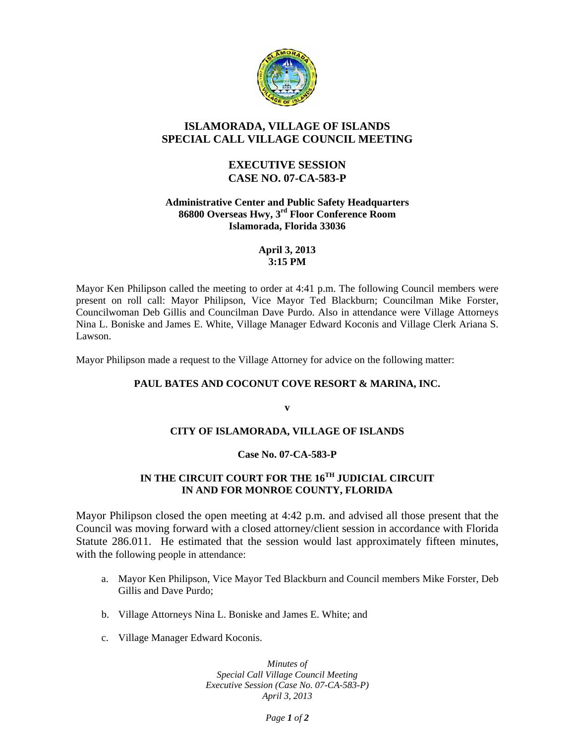# ISLAMORADA, VILLAGE OF ISLANDS
# SPECIAL CALL VILLAGE COUNCIL MEETING

## EXECUTIVE SESSION
## CASE NO. 07-CA-583-P

**Administrative Center and Public Safety Headquarters**
**86800 Overseas Hwy, 3rd Floor Conference Room**
**Islamorada, Florida 33036**

**April 3, 2013**
**3:15 PM**

Mayor Ken Philipson called the meeting to order at 4:41 p.m. The following Council members were present on roll call: Mayor Philipson, Vice Mayor Ted Blackburn; Councilman Mike Forster, Councilwoman Deb Gillis and Councilman Dave Purdo. Also in attendance were Village Attorneys Nina L. Boniske and James E. White, Village Manager Edward Koconis and Village Clerk Ariana S. Lawson.

Mayor Philipson made a request to the Village Attorney for advice on the following matter:

**PAUL BATES AND COCONUT COVE RESORT & MARINA, INC.**

**v**

**CITY OF ISLAMORADA, VILLAGE OF ISLANDS**

**Case No. 07-CA-583-P**

**IN THE CIRCUIT COURT FOR THE 16TH JUDICIAL CIRCUIT**
**IN AND FOR MONROE COUNTY, FLORIDA**

Mayor Philipson closed the open meeting at 4:42 p.m. and advised all those present that the Council was moving forward with a closed attorney/client session in accordance with Florida Statute 286.011. He estimated that the session would last approximately fifteen minutes, with the following people in attendance:

a. Mayor Ken Philipson, Vice Mayor Ted Blackburn and Council members Mike Forster, Deb Gillis and Dave Purdo;

b. Village Attorneys Nina L. Boniske and James E. White; and

c. Village Manager Edward Koconis.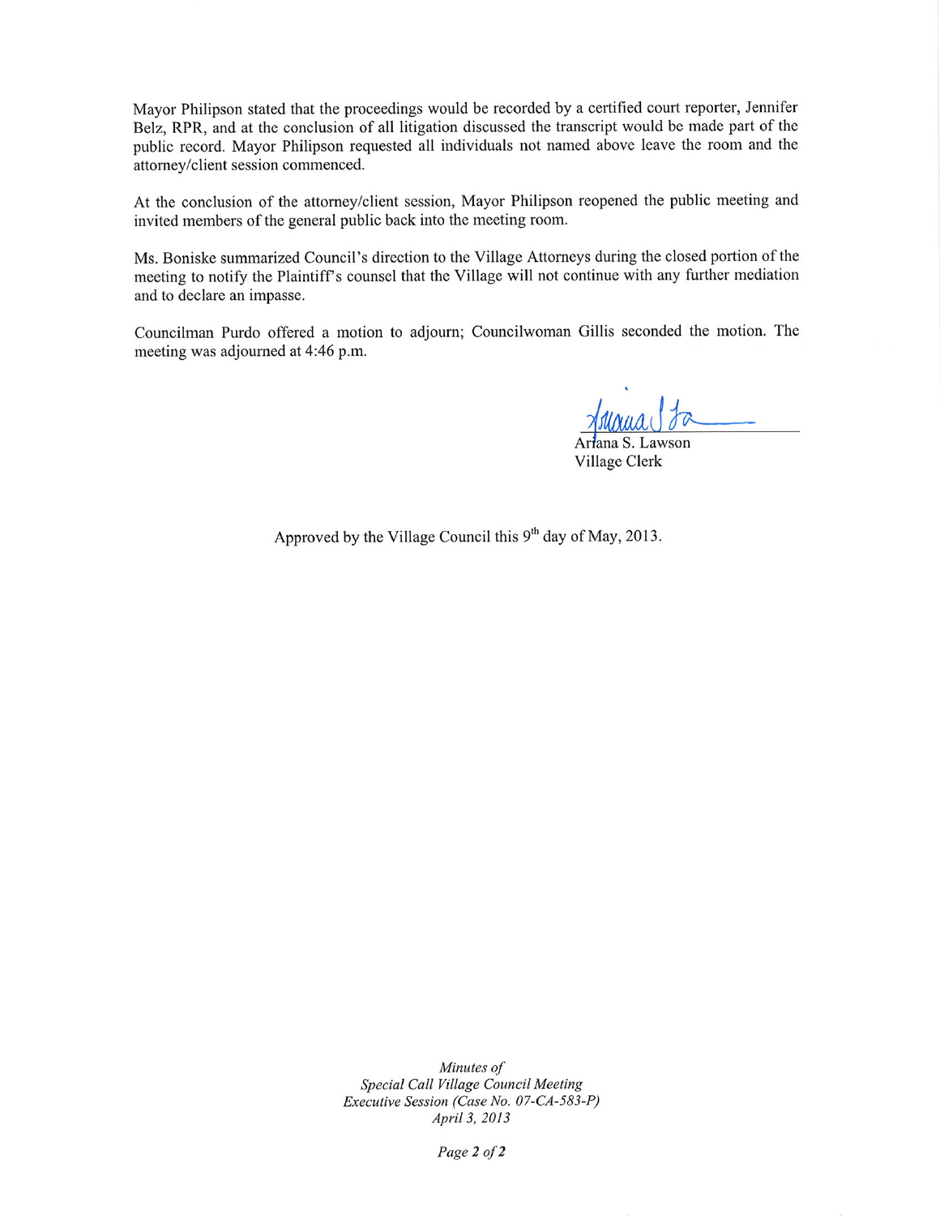Mayor Philipson stated that the proceedings would be recorded by a certified court reporter, Jennifer Belz, RPR, and at the conclusion of all litigation discussed the transcript would be made part of the public record. Mayor Philipson requested all individuals not named above leave the room and the attorney/client session commenced.

At the conclusion of the attorney/client session, Mayor Philipson reopened the public meeting and invited members of the general public back into the meeting room.

Ms. Boniske summarized Council's direction to the Village Attorneys during the closed portion of the meeting to notify the Plaintiff's counsel that the Village will not continue with any further mediation and to declare an impasse.

Councilman Purdo offered a motion to adjourn; Councilwoman Gillis seconded the motion. The meeting was adjourned at 4:46 p.m.

Ariana S. Lawson
Village Clerk

Approved by the Village Council this 9th day of May, 2013.